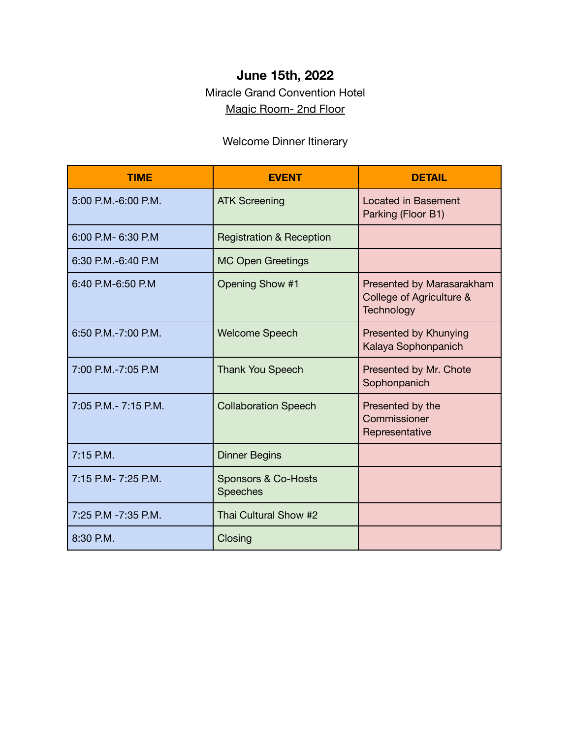**June 15th, 2022**

Miracle Grand Convention Hotel

Magic Room- 2nd Floor

Welcome Dinner Itinerary

| TIME | EVENT | DETAIL |
|---|---|---|
| 5:00 P.M.-6:00 P.M. | ATK Screening | Located in Basement Parking (Floor B1) |
| 6:00 P.M- 6:30 P.M | Registration & Reception | |
| 6:30 P.M.-6:40 P.M | MC Open Greetings | |
| 6:40 P.M-6:50 P.M | Opening Show #1 | Presented by Marasarakham College of Agriculture & Technology |
| 6:50 P.M.-7:00 P.M. | Welcome Speech | Presented by Khunying Kalaya Sophonpanich |
| 7:00 P.M.-7:05 P.M | Thank You Speech | Presented by Mr. Chote Sophonpanich |
| 7:05 P.M.- 7:15 P.M. | Collaboration Speech | Presented by the Commissioner Representative |
| 7:15 P.M. | Dinner Begins | |
| 7:15 P.M- 7:25 P.M. | Sponsors & Co-Hosts Speeches | |
| 7:25 P.M -7:35 P.M. | Thai Cultural Show #2 | |
| 8:30 P.M. | Closing | |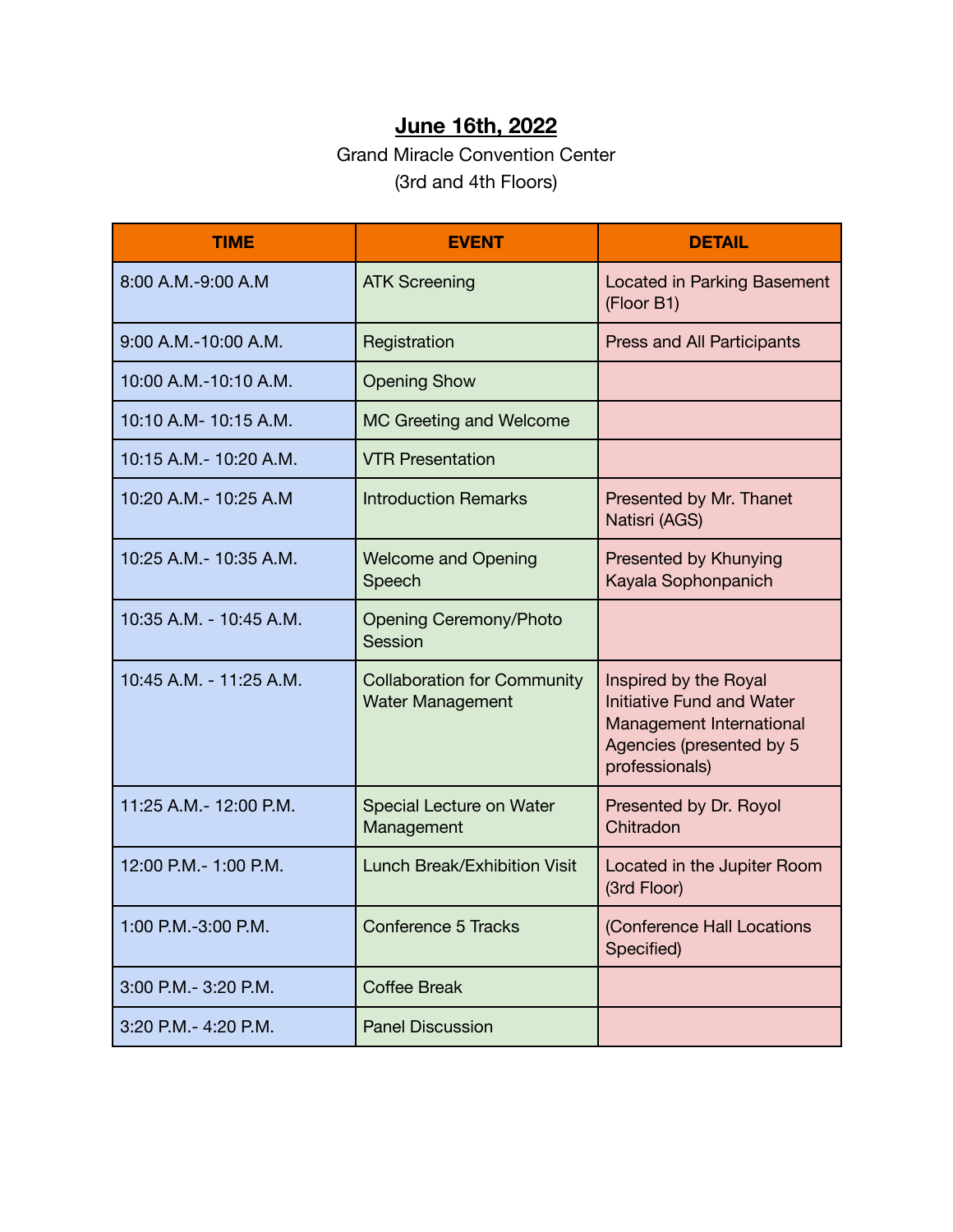**June 16th, 2022**

Grand Miracle Convention Center
(3rd and 4th Floors)

| TIME | EVENT | DETAIL |
| --- | --- | --- |
| 8:00 A.M.-9:00 A.M | ATK Screening | Located in Parking Basement (Floor B1) |
| 9:00 A.M.-10:00 A.M. | Registration | Press and All Participants |
| 10:00 A.M.-10:10 A.M. | Opening Show | |
| 10:10 A.M- 10:15 A.M. | MC Greeting and Welcome | |
| 10:15 A.M.- 10:20 A.M. | VTR Presentation | |
| 10:20 A.M.- 10:25 A.M | Introduction Remarks | Presented by Mr. Thanet Natisri (AGS) |
| 10:25 A.M.- 10:35 A.M. | Welcome and Opening Speech | Presented by Khunying Kayala Sophonpanich |
| 10:35 A.M. - 10:45 A.M. | Opening Ceremony/Photo Session | |
| 10:45 A.M. - 11:25 A.M. | Collaboration for Community Water Management | Inspired by the Royal Initiative Fund and Water Management International Agencies (presented by 5 professionals) |
| 11:25 A.M.- 12:00 P.M. | Special Lecture on Water Management | Presented by Dr. Royol Chitradon |
| 12:00 P.M.- 1:00 P.M. | Lunch Break/Exhibition Visit | Located in the Jupiter Room (3rd Floor) |
| 1:00 P.M.-3:00 P.M. | Conference 5 Tracks | (Conference Hall Locations Specified) |
| 3:00 P.M.- 3:20 P.M. | Coffee Break | |
| 3:20 P.M.- 4:20 P.M. | Panel Discussion | |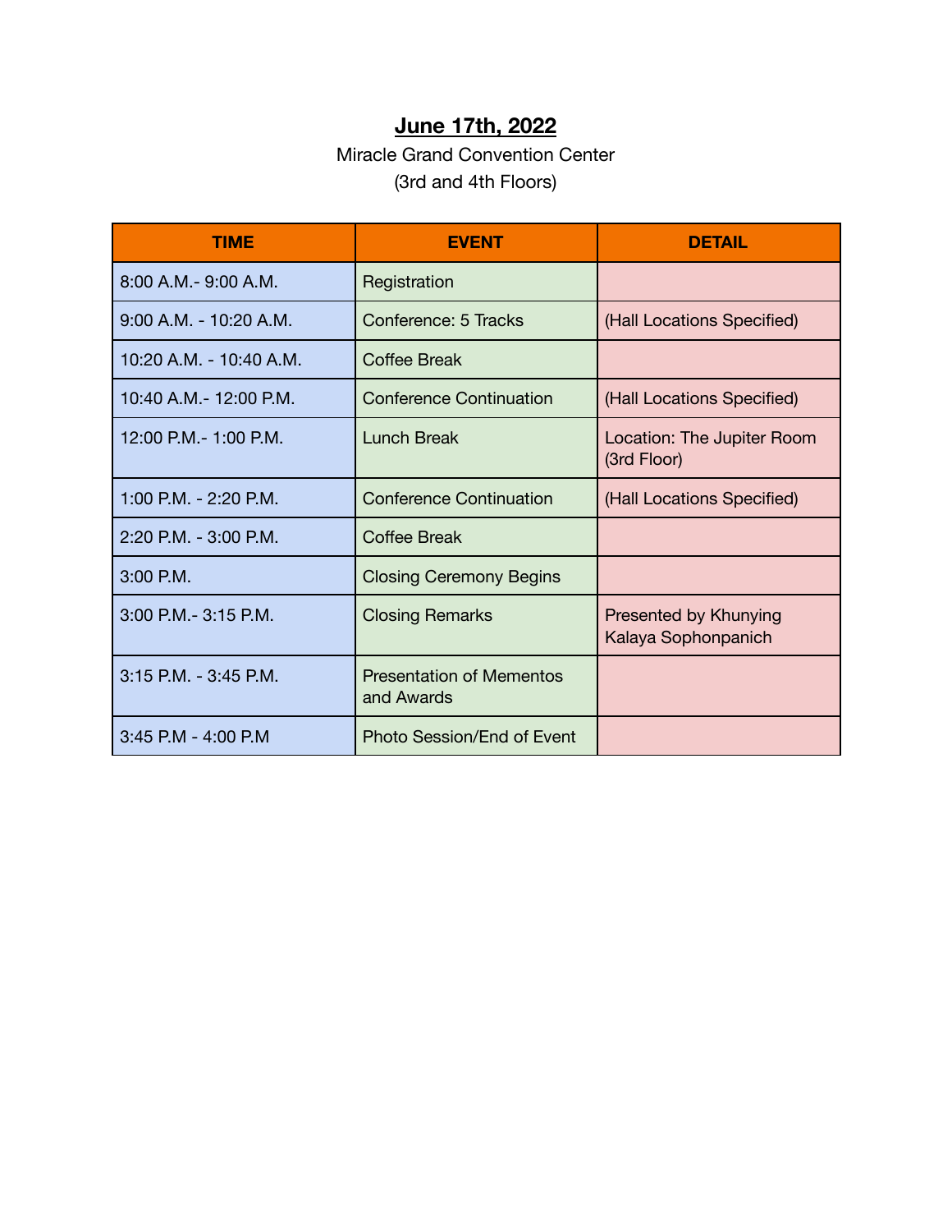## **June 17th, 2022**

Miracle Grand Convention Center
(3rd and 4th Floors)

| TIME | EVENT | DETAIL |
|---|---|---|
| 8:00 A.M.- 9:00 A.M. | Registration | |
| 9:00 A.M. - 10:20 A.M. | Conference: 5 Tracks | (Hall Locations Specified) |
| 10:20 A.M. - 10:40 A.M. | Coffee Break | |
| 10:40 A.M.- 12:00 P.M. | Conference Continuation | (Hall Locations Specified) |
| 12:00 P.M.- 1:00 P.M. | Lunch Break | Location: The Jupiter Room (3rd Floor) |
| 1:00 P.M. - 2:20 P.M. | Conference Continuation | (Hall Locations Specified) |
| 2:20 P.M. - 3:00 P.M. | Coffee Break | |
| 3:00 P.M. | Closing Ceremony Begins | |
| 3:00 P.M.- 3:15 P.M. | Closing Remarks | Presented by Khunying Kalaya Sophonpanich |
| 3:15 P.M. - 3:45 P.M. | Presentation of Mementos and Awards | |
| 3:45 P.M - 4:00 P.M | Photo Session/End of Event | |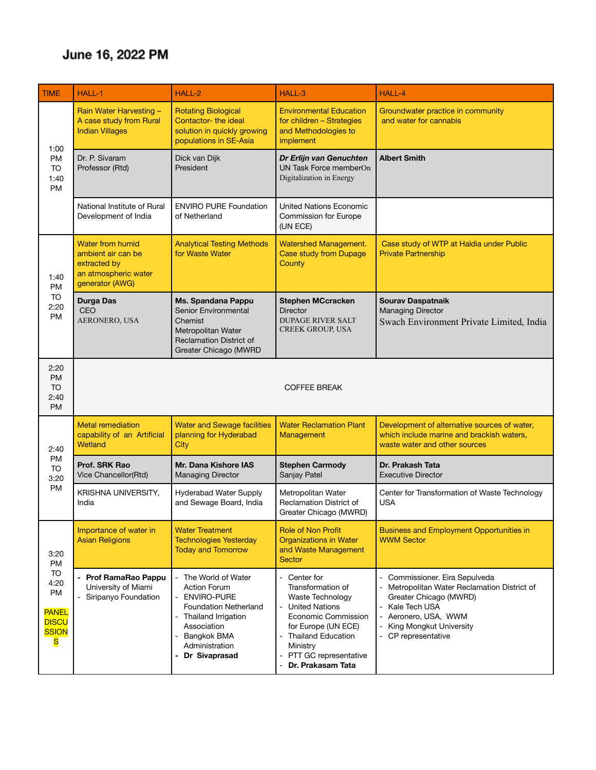# June 16, 2022 PM

| TIME | HALL-1 | HALL-2 | HALL-3 | HALL-4 |
|---|---|---|---|---|
| 1:00 PM TO 1:40 PM | Rain Water Harvesting – A case study from Rural Indian Villages | Rotating Biological Contactor- the ideal solution in quickly growing populations in SE-Asia | Environmental Education for children – Strategies and Methodologies to implement | Groundwater practice in community and water for cannabis |
| | Dr. P. Sivaram<br>Professor (Rtd) | Dick van Dijk<br>President | ***Dr Erlijn van Genuchten***<br>UN Task Force memberOn Digitalization in Energy | **Albert Smith** |
| | National Institute of Rural Development of India | ENVIRO PURE Foundation of Netherland | United Nations Economic Commission for Europe (UN ECE) | |
| 1:40 PM TO 2:20 PM | Water from humid ambient air can be extracted by an atmospheric water generator (AWG) | Analytical Testing Methods for Waste Water | Watershed Management. Case study from Dupage County | Case study of WTP at Haldia under Public Private Partnership |
| | **Durga Das**<br>CEO<br>AERONERO, USA | **Ms. Spandana Pappu**<br>Senior Environmental Chemist<br>Metropolitan Water Reclamation District of Greater Chicago (MWRD | **Stephen MCcracken**<br>Director<br>DUPAGE RIVER SALT CREEK GROUP, USA | **Sourav Daspatnaik**<br>Managing Director<br>Swach Environment Private Limited, India |
| 2:20 PM TO 2:40 PM | COFFEE BREAK | | | |
| 2:40 PM TO 3:20 PM | Metal remediation capability of an Artificial Wetland | Water and Sewage facilities planning for Hyderabad City | Water Reclamation Plant Management | Development of alternative sources of water, which include marine and brackish waters, waste water and other sources |
| | **Prof. SRK Rao**<br>Vice Chancellor(Rtd) | **Mr. Dana Kishore IAS**<br>Managing Director | **Stephen Carmody**<br>Sanjay Patel | **Dr. Prakash Tata**<br>Executive Director |
| | KRISHNA UNIVERSITY, India | Hyderabad Water Supply and Sewage Board, India | Metropolitan Water Reclamation District of Greater Chicago (MWRD) | Center for Transformation of Waste Technology USA |
| 3:20 PM TO 4:20 PM<br>PANEL DISCUSSIONS | Importance of water in Asian Religions | Water Treatment Technologies Yesterday Today and Tomorrow | Role of Non Profit Organizations in Water and Waste Management Sector | Business and Employment Opportunities in WWM Sector |
| | - **Prof RamaRao Pappu** University of Miami<br>- Siripanyo Foundation | - The World of Water Action Forum<br>- ENVIRO-PURE Foundation Netherland<br>- Thailand Irrigation Association<br>- Bangkok BMA Administration<br>- **Dr Sivaprasad** | - Center for Transformation of Waste Technology<br>- United Nations Economic Commission for Europe (UN ECE)<br>- Thailand Education Ministry<br>- PTT GC representative<br>- **Dr. Prakasam Tata** | - Commissioner. Eira Sepulveda<br>- Metropolitan Water Reclamation District of Greater Chicago (MWRD)<br>- Kale Tech USA<br>- Aeronero, USA, WWM<br>- King Mongkut University<br>- CP representative |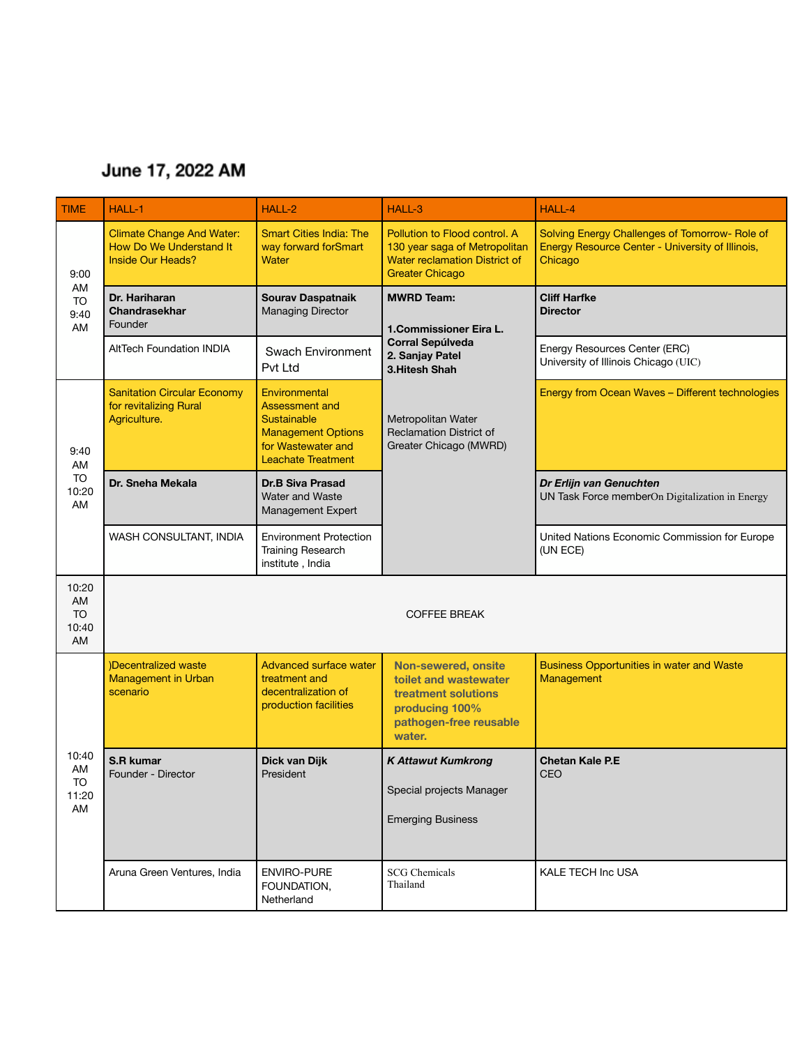## June 17, 2022 AM

| TIME | HALL-1 | HALL-2 | HALL-3 | HALL-4 |
|---|---|---|---|---|
| 9:00 AM TO 9:40 AM | Climate Change And Water: How Do We Understand It Inside Our Heads? | Smart Cities India: The way forward forSmart Water | Pollution to Flood control. A 130 year saga of Metropolitan Water reclamation District of Greater Chicago | Solving Energy Challenges of Tomorrow- Role of Energy Resource Center - University of Illinois, Chicago |
| | **Dr. Hariharan Chandrasekhar** Founder | **Sourav Daspatnaik** Managing Director | **MWRD Team:** **1.Commissioner Eira L. Corral Sepúlveda** **2. Sanjay Patel** **3.Hitesh Shah** Metropolitan Water Reclamation District of Greater Chicago (MWRD) | **Cliff Harfke** **Director** |
| | AltTech Foundation INDIA | Swach Environment Pvt Ltd | | Energy Resources Center (ERC) University of Illinois Chicago (UIC) |
| 9:40 AM TO 10:20 AM | Sanitation Circular Economy for revitalizing Rural Agriculture. | Environmental Assessment and Sustainable Management Options for Wastewater and Leachate Treatment | | Energy from Ocean Waves – Different technologies |
| | **Dr. Sneha Mekala** | **Dr.B Siva Prasad** Water and Waste Management Expert | | ***Dr Erlijn van Genuchten*** UN Task Force memberOn Digitalization in Energy |
| | WASH CONSULTANT, INDIA | Environment Protection Training Research institute , India | | United Nations Economic Commission for Europe (UN ECE) |
| 10:20 AM TO 10:40 AM | COFFEE BREAK | | | |
| 10:40 AM TO 11:20 AM | )Decentralized waste Management in Urban scenario | Advanced surface water treatment and decentralization of production facilities | **Non-sewered, onsite toilet and wastewater treatment solutions producing 100% pathogen-free reusable water.** | Business Opportunities in water and Waste Management |
| | **S.R kumar** Founder - Director | **Dick van Dijk** President | ***K Attawut Kumkrong*** Special projects Manager Emerging Business | **Chetan Kale P.E** CEO |
| | Aruna Green Ventures, India | ENVIRO-PURE FOUNDATION, Netherland | SCG Chemicals Thailand | KALE TECH Inc USA |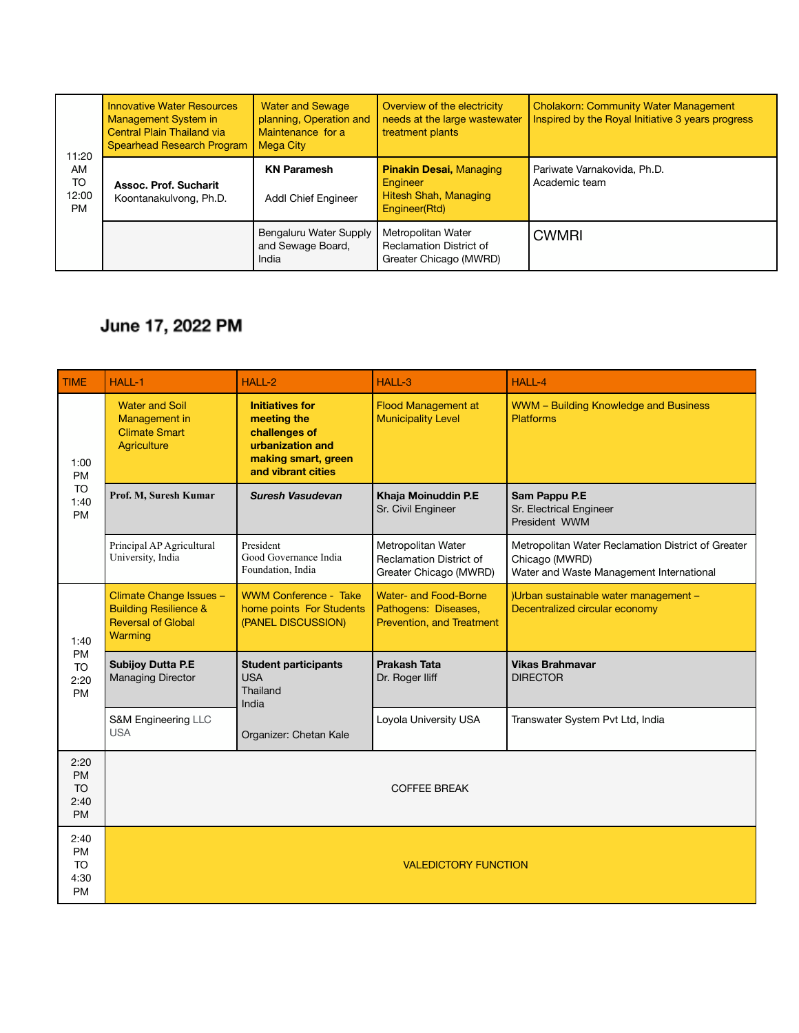| | | | | |
|---|---|---|---|---|
| 11:20 AM TO 12:00 PM | Innovative Water Resources Management System in Central Plain Thailand via Spearhead Research Program | Water and Sewage planning, Operation and Maintenance for a Mega City | Overview of the electricity needs at the large wastewater treatment plants | Cholakorn: Community Water Management Inspired by the Royal Initiative 3 years progress |
| | **Assoc. Prof. Sucharit** Koontanakulvong, Ph.D. | **KN Paramesh** Addl Chief Engineer | **Pinakin Desai,** Managing Engineer Hitesh Shah, Managing Engineer(Rtd) | Pariwate Varnakovida, Ph.D. Academic team |
| | | Bengaluru Water Supply and Sewage Board, India | Metropolitan Water Reclamation District of Greater Chicago (MWRD) | CWMRI |

## June 17, 2022 PM

| TIME | HALL-1 | HALL-2 | HALL-3 | HALL-4 |
|---|---|---|---|---|
| 1:00 PM TO 1:40 PM | Water and Soil Management in Climate Smart Agriculture | **Initiatives for meeting the challenges of urbanization and making smart, green and vibrant cities** | Flood Management at Municipality Level | WWM – Building Knowledge and Business Platforms |
| | **Prof. M, Suresh Kumar** | ***Suresh Vasudevan*** | **Khaja Moinuddin P.E** Sr. Civil Engineer | **Sam Pappu P.E** Sr. Electrical Engineer President WWM |
| | Principal AP Agricultural University, India | President Good Governance India Foundation, India | Metropolitan Water Reclamation District of Greater Chicago (MWRD) | Metropolitan Water Reclamation District of Greater Chicago (MWRD) Water and Waste Management International |
| 1:40 PM TO 2:20 PM | Climate Change Issues – Building Resilience & Reversal of Global Warming | WWM Conference - Take home points For Students (PANEL DISCUSSION) | Water- and Food-Borne Pathogens: Diseases, Prevention, and Treatment | )Urban sustainable water management – Decentralized circular economy |
| | **Subijoy Dutta P.E** Managing Director | **Student participants** USA Thailand India | **Prakash Tata** Dr. Roger Iliff | **Vikas Brahmavar** DIRECTOR |
| | S&M Engineering LLC USA | Organizer: Chetan Kale | Loyola University USA | Transwater System Pvt Ltd, India |
| 2:20 PM TO 2:40 PM | COFFEE BREAK | | | |
| 2:40 PM TO 4:30 PM | VALEDICTORY FUNCTION | | | |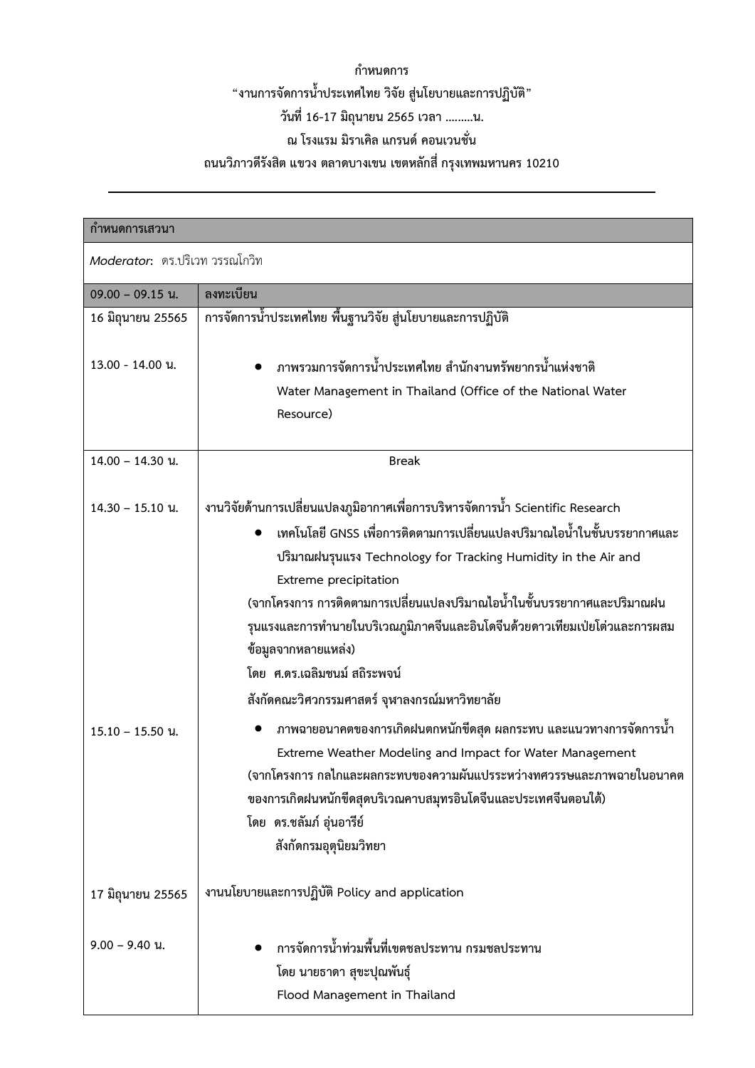**กำหนดการ**

**"งานการจัดการน้ำประเทศไทย วิจัย สู่นโยบายและการปฏิบัติ"**

**วันที่ 16-17 มิถุนายน 2565 เวลา .........น.**

**ณ โรงแรม มิราเคิล แกรนด์ คอนเวนชั่น**

**ถนนวิภาวดีรังสิต แขวง ตลาดบางเขน เขตหลักสี่ กรุงเทพมหานคร 10210**

---

| **กำหนดการเสวนา** | |
|---|---|
| *Moderator*: ดร.ปริเวท วรรณโกวิท | |
| **09.00 – 09.15 น.** | **ลงทะเบียน** |
| **16 มิถุนายน 25565** | **การจัดการน้ำประเทศไทย พื้นฐานวิจัย สู่นโยบายและการปฏิบัติ** |
| **13.00 - 14.00 น.** | • **ภาพรวมการจัดการน้ำประเทศไทย สำนักงานทรัพยากรน้ำแห่งชาติ Water Management in Thailand (Office of the National Water Resource)** |
| **14.00 – 14.30 น.** | **Break** |
| **14.30 – 15.10 น.** | **งานวิจัยด้านการเปลี่ยนแปลงภูมิอากาศเพื่อการบริหารจัดการน้ำ Scientific Research**<br>• **เทคโนโลยี GNSS เพื่อการติดตามการเปลี่ยนแปลงปริมาณไอน้ำในชั้นบรรยากาศและปริมาณฝนรุนแรง Technology for Tracking Humidity in the Air and Extreme precipitation**<br>**(จากโครงการ การติดตามการเปลี่ยนแปลงปริมาณไอน้ำในชั้นบรรยากาศและปริมาณฝนรุนแรงและการทำนายในบริเวณภูมิภาคจีนและอินโดจีนด้วยดาวเทียมเปยโต่วและการผสมข้อมูลจากหลายแหล่ง)**<br>**โดย ศ.ดร.เฉลิมชนม์ สถิระพจน์**<br>**สังกัดคณะวิศวกรรมศาสตร์ จุฬาลงกรณ์มหาวิทยาลัย** |
| **15.10 – 15.50 น.** | • **ภาพฉายอนาคตของการเกิดฝนตกหนักขีดสุด ผลกระทบ และแนวทางการจัดการน้ำ Extreme Weather Modeling and Impact for Water Management**<br>**(จากโครงการ กลไกและผลกระทบของความผันแปรระหว่างทศวรรษและภาพฉายในอนาคตของการเกิดฝนหนักขีดสุดบริเวณคาบสมุทรอินโดจีนและประเทศจีนตอนใต้)**<br>**โดย ดร.ชลัมภ์ อุ่นอารีย์**<br>**สังกัดกรมอุตุนิยมวิทยา** |
| **17 มิถุนายน 25565** | **งานนโยบายและการปฏิบัติ Policy and application** |
| **9.00 – 9.40 น.** | • **การจัดการน้ำท่วมพื้นที่เขตชลประทาน กรมชลประทาน**<br>**โดย นายธาดา สุขะปุณพันธุ์**<br>**Flood Management in Thailand** |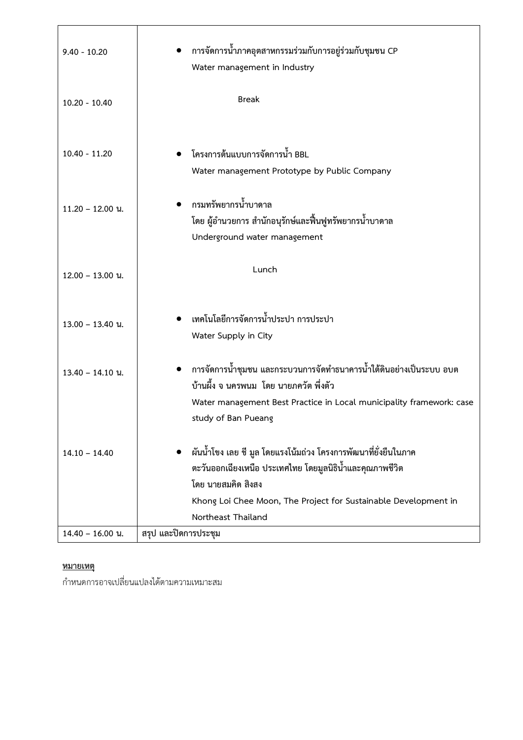| | |
|---|---|
| 9.40 - 10.20 | • การจัดการน้ำภาคอุตสาหกรรมร่วมกับการอยู่ร่วมกับชุมชน CP<br>Water management in Industry |
| 10.20 - 10.40 | Break |
| 10.40 - 11.20 | • โครงการต้นแบบการจัดการน้ำ BBL<br>Water management Prototype by Public Company |
| 11.20 – 12.00 น. | • กรมทรัพยากรน้ำบาดาล<br>โดย ผู้อำนวยการ สำนักอนุรักษ์และฟื้นฟูทรัพยากรน้ำบาดาล<br>Underground water management |
| 12.00 – 13.00 น. | Lunch |
| 13.00 – 13.40 น. | • เทคโนโลยีการจัดการน้ำประปา การประปา<br>Water Supply in City |
| 13.40 – 14.10 น. | • การจัดการน้ำชุมชน และกระบวนการจัดทำธนาคารน้ำใต้ดินอย่างเป็นระบบ อบต บ้านผึ้ง จ นครพนม โดย นายภควัต พึ่งตัว<br>Water management Best Practice in Local municipality framework: case study of Ban Pueang |
| 14.10 – 14.40 | • ผันน้ำโขง เลย ชี มูล โดยแรงโน้มถ่วง โครงการพัฒนาที่ยั่งยืนในภาคตะวันออกเฉียงเหนือ ประเทศไทย โดยมูลนิธิน้ำและคุณภาพชีวิต<br>โดย นายสมคิด สิงสง<br>Khong Loi Chee Moon, The Project for Sustainable Development in Northeast Thailand |
| 14.40 – 16.00 น. | สรุป และปิดการประชุม |

**หมายเหตุ**

กำหนดการอาจเปลี่ยนแปลงได้ตามความเหมาะสม